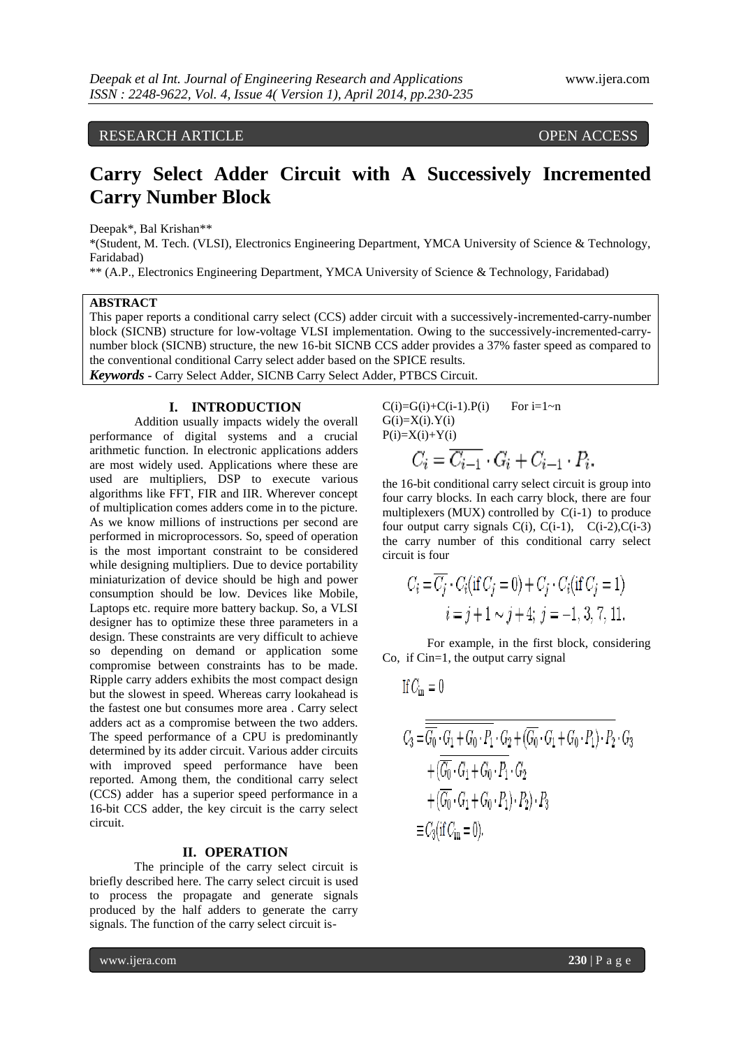RESEARCH ARTICLE OPEN ACCESS

# Carry Select Adder Circuit with A Successively Incremented Carry Number Block

Deepak*, Bal Krishan**

*(Student, M. Tech. (VLSI), Electronics Engineering Department, YMCA University of Science & Technology, Faridabad)

** (A.P., Electronics Engineering Department, YMCA University of Science & Technology, Faridabad)

**ABSTRACT**

This paper reports a conditional carry select (CCS) adder circuit with a successively-incremented-carry-number block (SICNB) structure for low-voltage VLSI implementation. Owing to the successively-incremented-carry-number block (SICNB) structure, the new 16-bit SICNB CCS adder provides a 37% faster speed as compared to the conventional conditional Carry select adder based on the SPICE results.

***Keywords*** - Carry Select Adder, SICNB Carry Select Adder, PTBCS Circuit.

## I. INTRODUCTION

Addition usually impacts widely the overall performance of digital systems and a crucial arithmetic function. In electronic applications adders are most widely used. Applications where these are used are multipliers, DSP to execute various algorithms like FFT, FIR and IIR. Wherever concept of multiplication comes adders come in to the picture. As we know millions of instructions per second are performed in microprocessors. So, speed of operation is the most important constraint to be considered while designing multipliers. Due to device portability miniaturization of device should be high and power consumption should be low. Devices like Mobile, Laptops etc. require more battery backup. So, a VLSI designer has to optimize these three parameters in a design. These constraints are very difficult to achieve so depending on demand or application some compromise between constraints has to be made. Ripple carry adders exhibits the most compact design but the slowest in speed. Whereas carry lookahead is the fastest one but consumes more area . Carry select adders act as a compromise between the two adders. The speed performance of a CPU is predominantly determined by its adder circuit. Various adder circuits with improved speed performance have been reported. Among them, the conditional carry select (CCS) adder has a superior speed performance in a 16-bit CCS adder, the key circuit is the carry select circuit.

## II. OPERATION

The principle of the carry select circuit is briefly described here. The carry select circuit is used to process the propagate and generate signals produced by the half adders to generate the carry signals. The function of the carry select circuit is-

$C(i)=G(i)+C(i-1).P(i)$ For $i=1 \sim n$

$G(i)=X(i).Y(i)$

$P(i)=X(i)+Y(i)$

$$C_i = \overline{C_{i-1}} \cdot G_i + C_{i-1} \cdot P_i.$$

the 16-bit conditional carry select circuit is group into four carry blocks. In each carry block, there are four multiplexers (MUX) controlled by $C(i-1)$ to produce four output carry signals $C(i)$, $C(i-1)$, $C(i-2)$, $C(i-3)$ the carry number of this conditional carry select circuit is four

$$C_i = \overline{C_j} \cdot C_i(\text{if } C_j = 0) + C_j \cdot C_i(\text{if } C_j = 1)$$
$$i = j+1 \sim j+4;\ j = -1, 3, 7, 11.$$

For example, in the first block, considering Co, if Cin=1, the output carry signal

If $C_{in} = 0$

$$\begin{aligned} C_3 = & \overline{\overline{\overline{\overline{G_0} \cdot G_1 + G_0 \cdot P_1} \cdot G_2 + \left(\overline{G_0} \cdot G_1 + G_0 \cdot P_1\right) \cdot P_2} \cdot G_3} \\ & + \left(\overline{\overline{G_0} \cdot G_1 + G_0 \cdot P_1} \cdot G_2 \right. \\ & \left. + \left(\overline{G_0} \cdot G_1 + G_0 \cdot P_1\right) \cdot P_2\right) \cdot P_3 \\ \equiv & \, C_3(\text{if } C_{in} = 0). \end{aligned}$$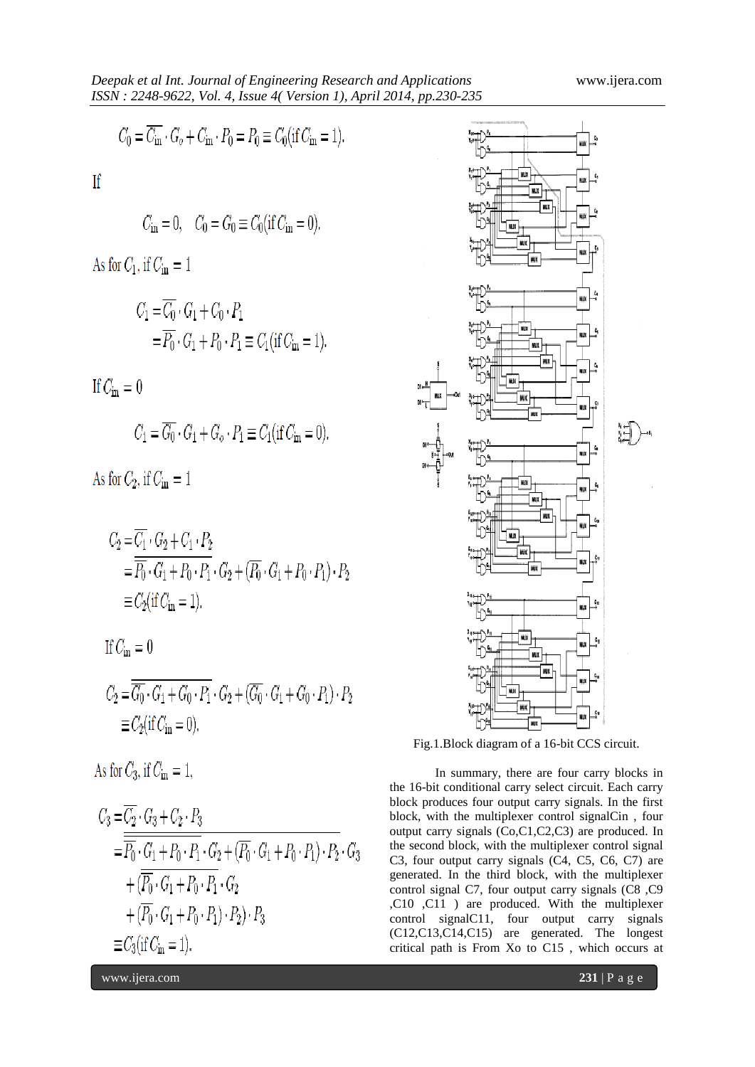$$C_0 = \overline{C_{in}} \cdot G_o + C_{in} \cdot P_0 = P_0 \equiv C_0(\text{if } C_{in} = 1).$$

If

$$C_{in} = 0, \quad C_0 = G_0 \equiv C_0(\text{if } C_{in} = 0).$$

As for $C_1$, if $C_{in} = 1$

$$C_1 = \overline{C_0} \cdot G_1 + C_0 \cdot P_1$$
$$= \overline{P_0} \cdot G_1 + P_0 \cdot P_1 \equiv C_1(\text{if } C_{in} = 1).$$

If $C_{in} = 0$

$$C_1 = \overline{G_0} \cdot G_1 + G_o \cdot P_1 \equiv C_1(\text{if } C_{in} = 0).$$

As for $C_2$, if $C_{in} = 1$

$$C_2 = \overline{C_1} \cdot G_2 + C_1 \cdot P_2$$
$$= \overline{\overline{P_0} \cdot G_1 + P_0 \cdot P_1} \cdot G_2 + (\overline{P_0} \cdot G_1 + P_0 \cdot P_1) \cdot P_2$$
$$\equiv C_2(\text{if } C_{in} = 1).$$

If $C_{in} = 0$

$$C_2 = \overline{\overline{G_0} \cdot G_1 + G_0 \cdot P_1} \cdot G_2 + (\overline{G_0} \cdot G_1 + G_0 \cdot P_1) \cdot P_2$$
$$\equiv C_2(\text{if } C_{in} = 0).$$

As for $C_3$, if $C_{in} = 1$,

$$C_3 = \overline{C_2} \cdot G_3 + C_2 \cdot P_3$$
$$= \overline{\overline{\overline{P_0} \cdot G_1 + P_0 \cdot P_1} \cdot G_2 + (\overline{P_0} \cdot G_1 + P_0 \cdot P_1) \cdot P_2} \cdot G_3$$
$$+ (\overline{\overline{P_0} \cdot G_1 + P_0 \cdot P_1} \cdot G_2$$
$$+ (\overline{P_0} \cdot G_1 + P_0 \cdot P_1) \cdot P_2) \cdot P_3$$
$$\equiv C_3(\text{if } C_{in} = 1).$$

Fig.1.Block diagram of a 16-bit CCS circuit.

In summary, there are four carry blocks in the 16-bit conditional carry select circuit. Each carry block produces four output carry signals. In the first block, with the multiplexer control signalCin , four output carry signals (Co,C1,C2,C3) are produced. In the second block, with the multiplexer control signal C3, four output carry signals (C4, C5, C6, C7) are generated. In the third block, with the multiplexer control signal C7, four output carry signals (C8 ,C9 ,C10 ,C11 ) are produced. With the multiplexer control signalC11, four output carry signals (C12,C13,C14,C15) are generated. The longest critical path is From Xo to C15 , which occurs at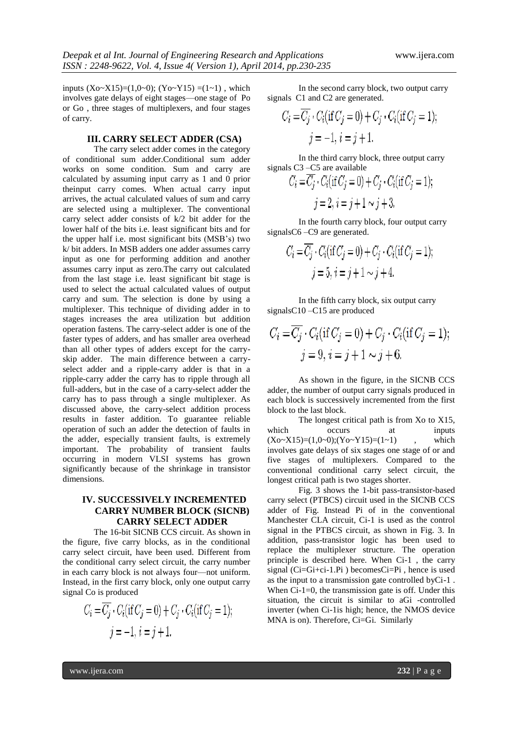inputs (Xo~X15)=(1,0~0); (Yo~Y15) =(1~1) , which involves gate delays of eight stages—one stage of Po or Go , three stages of multiplexers, and four stages of carry.

## III. CARRY SELECT ADDER (CSA)

The carry select adder comes in the category of conditional sum adder.Conditional sum adder works on some condition. Sum and carry are calculated by assuming input carry as 1 and 0 prior theinput carry comes. When actual carry input arrives, the actual calculated values of sum and carry are selected using a multiplexer. The conventional carry select adder consists of k/2 bit adder for the lower half of the bits i.e. least significant bits and for the upper half i.e. most significant bits (MSB's) two k/ bit adders. In MSB adders one adder assumes carry input as one for performing addition and another assumes carry input as zero.The carry out calculated from the last stage i.e. least significant bit stage is used to select the actual calculated values of output carry and sum. The selection is done by using a multiplexer. This technique of dividing adder in to stages increases the area utilization but addition operation fastens. The carry-select adder is one of the faster types of adders, and has smaller area overhead than all other types of adders except for the carry-skip adder. The main difference between a carry-select adder and a ripple-carry adder is that in a ripple-carry adder the carry has to ripple through all full-adders, but in the case of a carry-select adder the carry has to pass through a single multiplexer. As discussed above, the carry-select addition process results in faster addition. To guarantee reliable operation of such an adder the detection of faults in the adder, especially transient faults, is extremely important. The probability of transient faults occurring in modern VLSI systems has grown significantly because of the shrinkage in transistor dimensions.

## IV. SUCCESSIVELY INCREMENTED CARRY NUMBER BLOCK (SICNB) CARRY SELECT ADDER

The 16-bit SICNB CCS circuit. As shown in the figure, five carry blocks, as in the conditional carry select circuit, have been used. Different from the conditional carry select circuit, the carry number in each carry block is not always four—not uniform. Instead, in the first carry block, only one output carry signal Co is produced

$$C_i = \overline{C_j} \cdot C_i(\text{if } C_j = 0) + C_j \cdot C_i(\text{if } C_j = 1);$$
$$j = -1,\ i = j + 1.$$

In the second carry block, two output carry signals C1 and C2 are generated.

$$C_i = \overline{C_j} \cdot C_i(\text{if } C_j = 0) + C_j \cdot C_i(\text{if } C_j = 1);$$
$$j = -1,\ i = j + 1.$$

In the third carry block, three output carry signals C3 –C5 are available

$$C_i = \overline{C_j} \cdot C_i(\text{if } C_j = 0) + C_j \cdot C_i(\text{if } C_j = 1);$$
$$j = 2,\ i = j + 1 \sim j + 3.$$

In the fourth carry block, four output carry signalsC6 –C9 are generated.

$$C_i = \overline{C_j} \cdot C_i(\text{if } C_j = 0) + C_j \cdot C_i(\text{if } C_j = 1);$$
$$j = 5,\ i = j + 1 \sim j + 4.$$

In the fifth carry block, six output carry signalsC10 –C15 are produced

$$C_i = \overline{C_j} \cdot C_i(\text{if } C_j = 0) + C_j \cdot C_i(\text{if } C_j = 1);$$
$$j = 9,\ i = j + 1 \sim j + 6.$$

As shown in the figure, in the SICNB CCS adder, the number of output carry signals produced in each block is successively incremented from the first block to the last block.

The longest critical path is from Xo to X15, which occurs at inputs (Xo~X15)=(1,0~0);(Yo~Y15)=(1~1) , which involves gate delays of six stages one stage of or and five stages of multiplexers. Compared to the conventional conditional carry select circuit, the longest critical path is two stages shorter.

Fig. 3 shows the 1-bit pass-transistor-based carry select (PTBCS) circuit used in the SICNB CCS adder of Fig. Instead Pi of in the conventional Manchester CLA circuit, Ci-1 is used as the control signal in the PTBCS circuit, as shown in Fig. 3. In addition, pass-transistor logic has been used to replace the multiplexer structure. The operation principle is described here. When Ci-1 , the carry signal (Ci=Gi+ci-1.Pi ) becomesCi=Pi , hence is used as the input to a transmission gate controlled byCi-1 . When Ci-1=0, the transmission gate is off. Under this situation, the circuit is similar to aGi -controlled inverter (when Ci-1is high; hence, the NMOS device MNA is on). Therefore, Ci=Gi. Similarly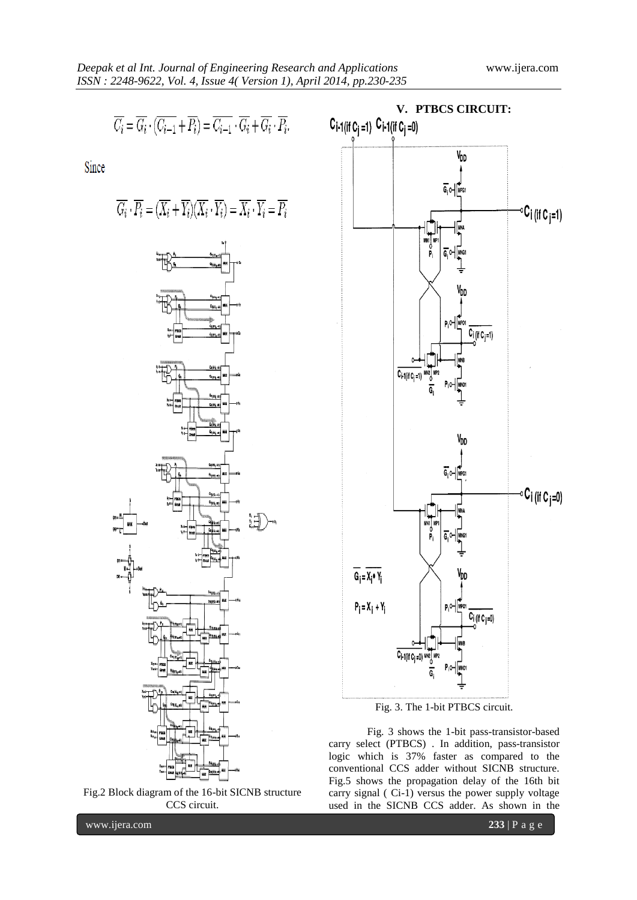$$\overline{C_i} = \overline{G_i} \cdot (\overline{C_{i-1}} + \overline{P_i}) = \overline{C_{i-1}} \cdot \overline{G_i} + \overline{G_i} \cdot \overline{P_i}.$$

Since

$$\overline{G_i} \cdot \overline{P_i} = (\overline{X_i} + \overline{Y_i})(\overline{X_i} \cdot \overline{Y_i}) = \overline{X_i} \cdot \overline{Y_i} = \overline{P_i}$$

Fig.2 Block diagram of the 16-bit SICNB structure CCS circuit.

## V. PTBCS CIRCUIT:

Fig. 3. The 1-bit PTBCS circuit.

Fig. 3 shows the 1-bit pass-transistor-based carry select (PTBCS) . In addition, pass-transistor logic which is 37% faster as compared to the conventional CCS adder without SICNB structure. Fig.5 shows the propagation delay of the 16th bit carry signal ( Ci-1) versus the power supply voltage used in the SICNB CCS adder. As shown in the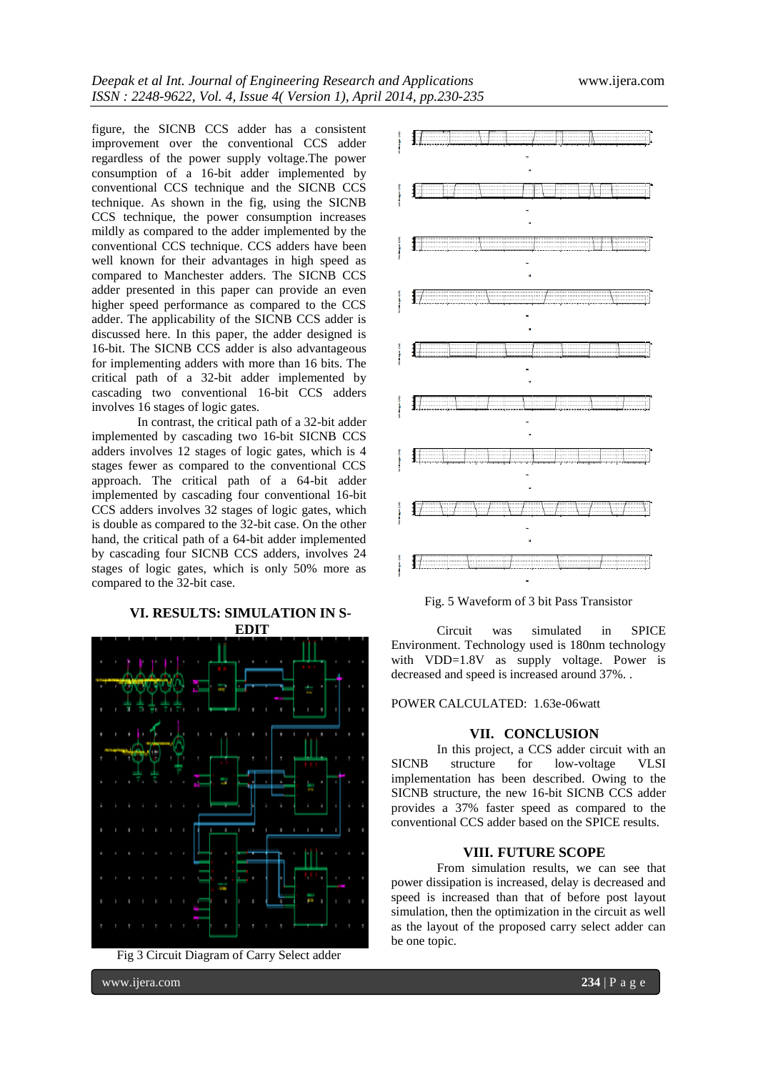figure, the SICNB CCS adder has a consistent improvement over the conventional CCS adder regardless of the power supply voltage.The power consumption of a 16-bit adder implemented by conventional CCS technique and the SICNB CCS technique. As shown in the fig, using the SICNB CCS technique, the power consumption increases mildly as compared to the adder implemented by the conventional CCS technique. CCS adders have been well known for their advantages in high speed as compared to Manchester adders. The SICNB CCS adder presented in this paper can provide an even higher speed performance as compared to the CCS adder. The applicability of the SICNB CCS adder is discussed here. In this paper, the adder designed is 16-bit. The SICNB CCS adder is also advantageous for implementing adders with more than 16 bits. The critical path of a 32-bit adder implemented by cascading two conventional 16-bit CCS adders involves 16 stages of logic gates.

In contrast, the critical path of a 32-bit adder implemented by cascading two 16-bit SICNB CCS adders involves 12 stages of logic gates, which is 4 stages fewer as compared to the conventional CCS approach. The critical path of a 64-bit adder implemented by cascading four conventional 16-bit CCS adders involves 32 stages of logic gates, which is double as compared to the 32-bit case. On the other hand, the critical path of a 64-bit adder implemented by cascading four SICNB CCS adders, involves 24 stages of logic gates, which is only 50% more as compared to the 32-bit case.

## VI. RESULTS: SIMULATION IN S-EDIT

Fig 3 Circuit Diagram of Carry Select adder

Fig. 5 Waveform of 3 bit Pass Transistor

Circuit was simulated in SPICE Environment. Technology used is 180nm technology with VDD=1.8V as supply voltage. Power is decreased and speed is increased around 37%. .

POWER CALCULATED: 1.63e-06watt

## VII. CONCLUSION

In this project, a CCS adder circuit with an SICNB structure for low-voltage VLSI implementation has been described. Owing to the SICNB structure, the new 16-bit SICNB CCS adder provides a 37% faster speed as compared to the conventional CCS adder based on the SPICE results.

## VIII. FUTURE SCOPE

From simulation results, we can see that power dissipation is increased, delay is decreased and speed is increased than that of before post layout simulation, then the optimization in the circuit as well as the layout of the proposed carry select adder can be one topic.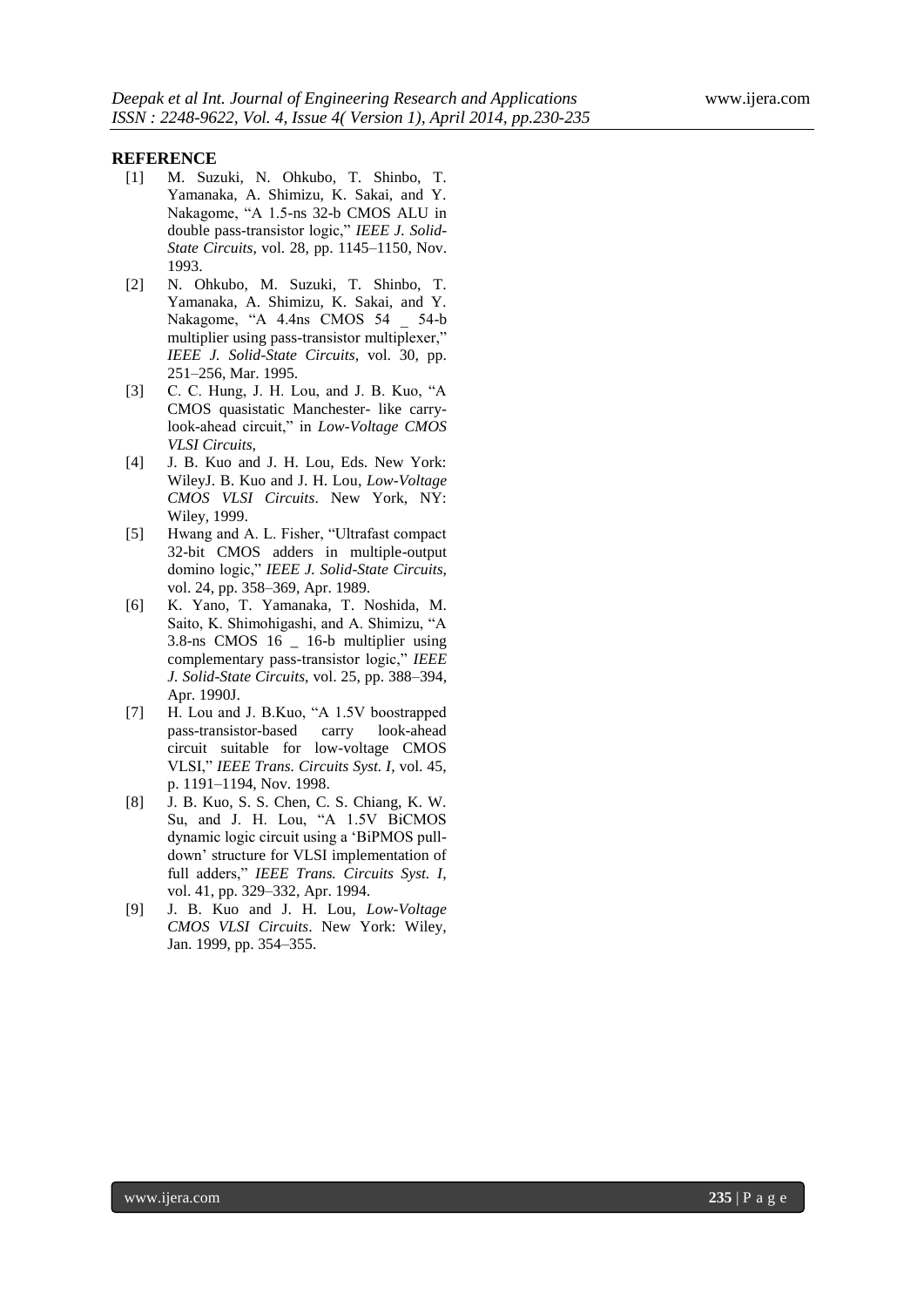**REFERENCE**

[1] M. Suzuki, N. Ohkubo, T. Shinbo, T. Yamanaka, A. Shimizu, K. Sakai, and Y. Nakagome, "A 1.5-ns 32-b CMOS ALU in double pass-transistor logic," *IEEE J. Solid-State Circuits*, vol. 28, pp. 1145–1150, Nov. 1993.

[2] N. Ohkubo, M. Suzuki, T. Shinbo, T. Yamanaka, A. Shimizu, K. Sakai, and Y. Nakagome, "A 4.4ns CMOS 54 _ 54-b multiplier using pass-transistor multiplexer," *IEEE J. Solid-State Circuits*, vol. 30, pp. 251–256, Mar. 1995.

[3] C. C. Hung, J. H. Lou, and J. B. Kuo, "A CMOS quasistatic Manchester- like carry-look-ahead circuit," in *Low-Voltage CMOS VLSI Circuits*,

[4] J. B. Kuo and J. H. Lou, Eds. New York: WileyJ. B. Kuo and J. H. Lou, *Low-Voltage CMOS VLSI Circuits*. New York, NY: Wiley, 1999.

[5] Hwang and A. L. Fisher, "Ultrafast compact 32-bit CMOS adders in multiple-output domino logic," *IEEE J. Solid-State Circuits*, vol. 24, pp. 358–369, Apr. 1989.

[6] K. Yano, T. Yamanaka, T. Noshida, M. Saito, K. Shimohigashi, and A. Shimizu, "A 3.8-ns CMOS 16 _ 16-b multiplier using complementary pass-transistor logic," *IEEE J. Solid-State Circuits*, vol. 25, pp. 388–394, Apr. 1990J.

[7] H. Lou and J. B.Kuo, "A 1.5V boostrapped pass-transistor-based carry look-ahead circuit suitable for low-voltage CMOS VLSI," *IEEE Trans. Circuits Syst. I*, vol. 45, p. 1191–1194, Nov. 1998.

[8] J. B. Kuo, S. S. Chen, C. S. Chiang, K. W. Su, and J. H. Lou, "A 1.5V BiCMOS dynamic logic circuit using a 'BiPMOS pull-down' structure for VLSI implementation of full adders," *IEEE Trans. Circuits Syst. I*, vol. 41, pp. 329–332, Apr. 1994.

[9] J. B. Kuo and J. H. Lou, *Low-Voltage CMOS VLSI Circuits*. New York: Wiley, Jan. 1999, pp. 354–355.